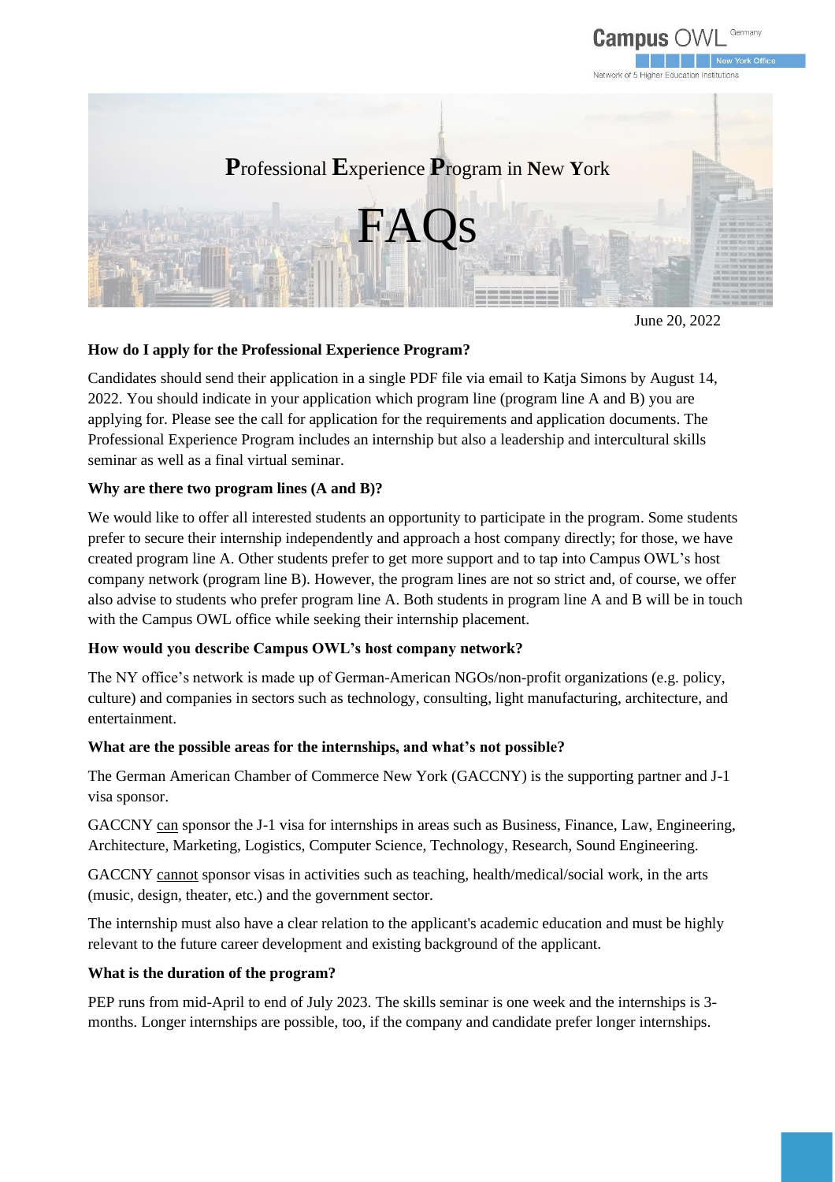# Professional Experience Program in New York

# FAQs

June 20, 2022

**How do I apply for the Professional Experience Program?**

Candidates should send their application in a single PDF file via email to Katja Simons by August 14, 2022. You should indicate in your application which program line (program line A and B) you are applying for. Please see the call for application for the requirements and application documents. The Professional Experience Program includes an internship but also a leadership and intercultural skills seminar as well as a final virtual seminar.

**Why are there two program lines (A and B)?**

We would like to offer all interested students an opportunity to participate in the program. Some students prefer to secure their internship independently and approach a host company directly; for those, we have created program line A. Other students prefer to get more support and to tap into Campus OWL's host company network (program line B). However, the program lines are not so strict and, of course, we offer also advise to students who prefer program line A. Both students in program line A and B will be in touch with the Campus OWL office while seeking their internship placement.

**How would you describe Campus OWL's host company network?**

The NY office's network is made up of German-American NGOs/non-profit organizations (e.g. policy, culture) and companies in sectors such as technology, consulting, light manufacturing, architecture, and entertainment.

**What are the possible areas for the internships, and what's not possible?**

The German American Chamber of Commerce New York (GACCNY) is the supporting partner and J-1 visa sponsor.

GACCNY can sponsor the J-1 visa for internships in areas such as Business, Finance, Law, Engineering, Architecture, Marketing, Logistics, Computer Science, Technology, Research, Sound Engineering.

GACCNY cannot sponsor visas in activities such as teaching, health/medical/social work, in the arts (music, design, theater, etc.) and the government sector.

The internship must also have a clear relation to the applicant's academic education and must be highly relevant to the future career development and existing background of the applicant.

**What is the duration of the program?**

PEP runs from mid-April to end of July 2023. The skills seminar is one week and the internships is 3-months. Longer internships are possible, too, if the company and candidate prefer longer internships.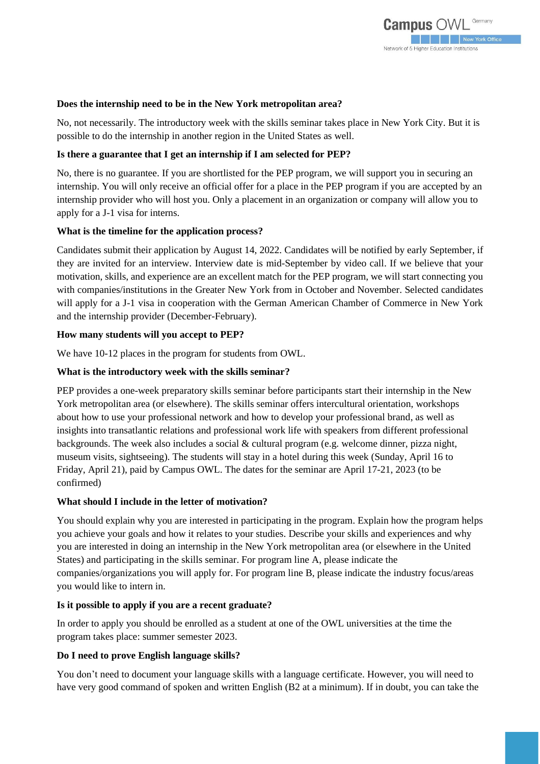**Does the internship need to be in the New York metropolitan area?**

No, not necessarily. The introductory week with the skills seminar takes place in New York City. But it is possible to do the internship in another region in the United States as well.

**Is there a guarantee that I get an internship if I am selected for PEP?**

No, there is no guarantee. If you are shortlisted for the PEP program, we will support you in securing an internship. You will only receive an official offer for a place in the PEP program if you are accepted by an internship provider who will host you. Only a placement in an organization or company will allow you to apply for a J-1 visa for interns.

**What is the timeline for the application process?**

Candidates submit their application by August 14, 2022. Candidates will be notified by early September, if they are invited for an interview. Interview date is mid-September by video call. If we believe that your motivation, skills, and experience are an excellent match for the PEP program, we will start connecting you with companies/institutions in the Greater New York from in October and November. Selected candidates will apply for a J-1 visa in cooperation with the German American Chamber of Commerce in New York and the internship provider (December-February).

**How many students will you accept to PEP?**

We have 10-12 places in the program for students from OWL.

**What is the introductory week with the skills seminar?**

PEP provides a one-week preparatory skills seminar before participants start their internship in the New York metropolitan area (or elsewhere). The skills seminar offers intercultural orientation, workshops about how to use your professional network and how to develop your professional brand, as well as insights into transatlantic relations and professional work life with speakers from different professional backgrounds. The week also includes a social & cultural program (e.g. welcome dinner, pizza night, museum visits, sightseeing). The students will stay in a hotel during this week (Sunday, April 16 to Friday, April 21), paid by Campus OWL. The dates for the seminar are April 17-21, 2023 (to be confirmed)

**What should I include in the letter of motivation?**

You should explain why you are interested in participating in the program. Explain how the program helps you achieve your goals and how it relates to your studies. Describe your skills and experiences and why you are interested in doing an internship in the New York metropolitan area (or elsewhere in the United States) and participating in the skills seminar. For program line A, please indicate the companies/organizations you will apply for. For program line B, please indicate the industry focus/areas you would like to intern in.

**Is it possible to apply if you are a recent graduate?**

In order to apply you should be enrolled as a student at one of the OWL universities at the time the program takes place: summer semester 2023.

**Do I need to prove English language skills?**

You don't need to document your language skills with a language certificate. However, you will need to have very good command of spoken and written English (B2 at a minimum). If in doubt, you can take the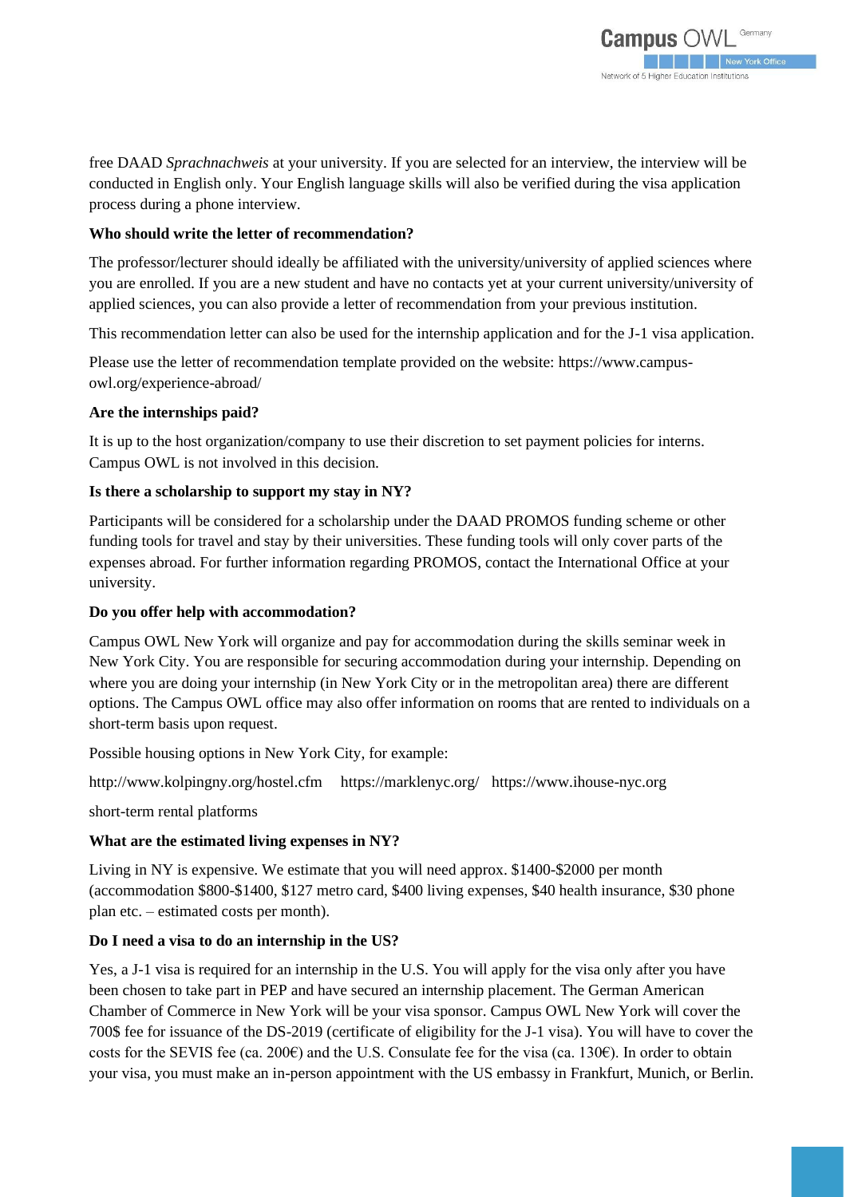free DAAD *Sprachnachweis* at your university. If you are selected for an interview, the interview will be conducted in English only. Your English language skills will also be verified during the visa application process during a phone interview.

**Who should write the letter of recommendation?**

The professor/lecturer should ideally be affiliated with the university/university of applied sciences where you are enrolled. If you are a new student and have no contacts yet at your current university/university of applied sciences, you can also provide a letter of recommendation from your previous institution.

This recommendation letter can also be used for the internship application and for the J-1 visa application.

Please use the letter of recommendation template provided on the website: https://www.campus-owl.org/experience-abroad/

**Are the internships paid?**

It is up to the host organization/company to use their discretion to set payment policies for interns. Campus OWL is not involved in this decision.

**Is there a scholarship to support my stay in NY?**

Participants will be considered for a scholarship under the DAAD PROMOS funding scheme or other funding tools for travel and stay by their universities. These funding tools will only cover parts of the expenses abroad. For further information regarding PROMOS, contact the International Office at your university.

**Do you offer help with accommodation?**

Campus OWL New York will organize and pay for accommodation during the skills seminar week in New York City. You are responsible for securing accommodation during your internship. Depending on where you are doing your internship (in New York City or in the metropolitan area) there are different options. The Campus OWL office may also offer information on rooms that are rented to individuals on a short-term basis upon request.

Possible housing options in New York City, for example:

http://www.kolpingny.org/hostel.cfm https://marklenyc.org/ https://www.ihouse-nyc.org

short-term rental platforms

**What are the estimated living expenses in NY?**

Living in NY is expensive. We estimate that you will need approx. $1400-$2000 per month (accommodation $800-$1400, $127 metro card, $400 living expenses, $40 health insurance, $30 phone plan etc. – estimated costs per month).

**Do I need a visa to do an internship in the US?**

Yes, a J-1 visa is required for an internship in the U.S. You will apply for the visa only after you have been chosen to take part in PEP and have secured an internship placement. The German American Chamber of Commerce in New York will be your visa sponsor. Campus OWL New York will cover the 700$ fee for issuance of the DS-2019 (certificate of eligibility for the J-1 visa). You will have to cover the costs for the SEVIS fee (ca. 200€) and the U.S. Consulate fee for the visa (ca. 130€). In order to obtain your visa, you must make an in-person appointment with the US embassy in Frankfurt, Munich, or Berlin.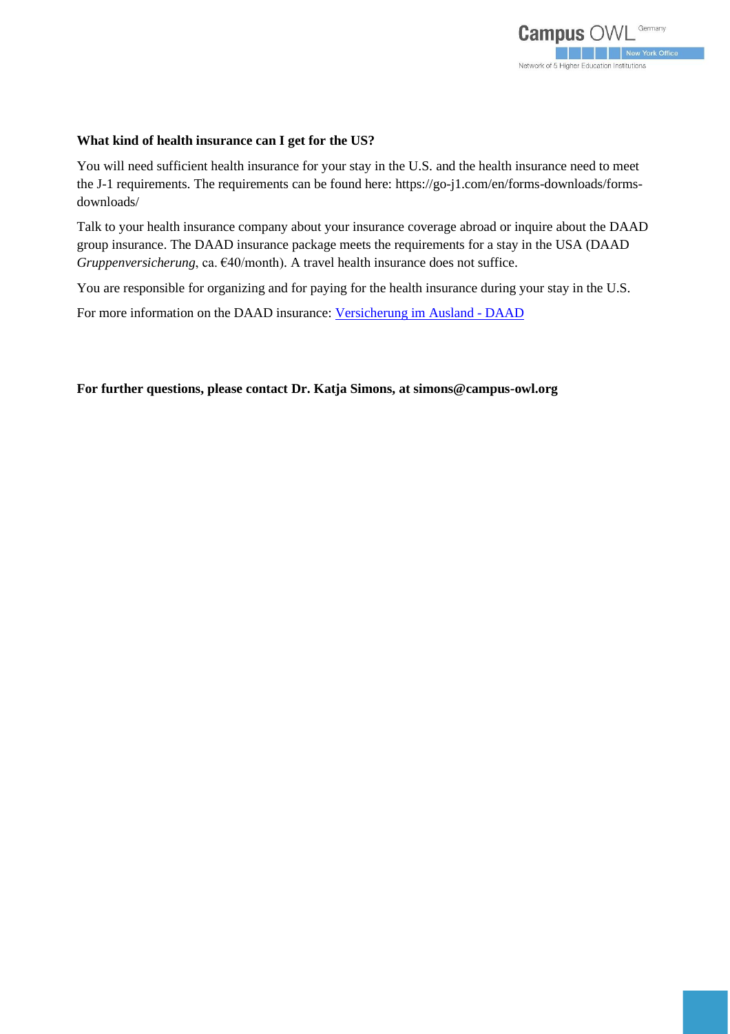**What kind of health insurance can I get for the US?**

You will need sufficient health insurance for your stay in the U.S. and the health insurance need to meet the J-1 requirements. The requirements can be found here: https://go-j1.com/en/forms-downloads/forms-downloads/

Talk to your health insurance company about your insurance coverage abroad or inquire about the DAAD group insurance. The DAAD insurance package meets the requirements for a stay in the USA (DAAD *Gruppenversicherung*, ca. €40/month). A travel health insurance does not suffice.

You are responsible for organizing and for paying for the health insurance during your stay in the U.S.

For more information on the DAAD insurance: Versicherung im Ausland - DAAD

**For further questions, please contact Dr. Katja Simons, at simons@campus-owl.org**